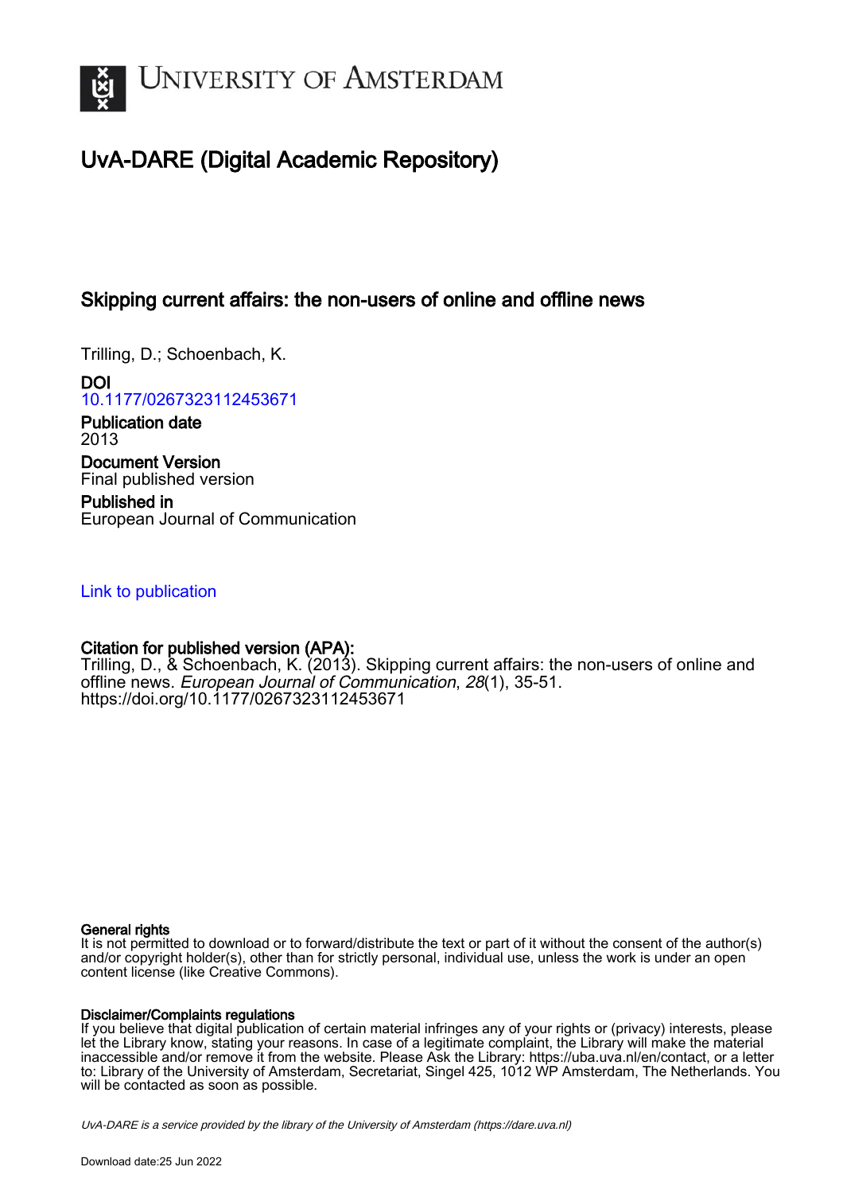# University of Amsterdam

## UvA-DARE (Digital Academic Repository)

### Skipping current affairs: the non-users of online and offline news

Trilling, D.; Schoenbach, K.

**DOI**
10.1177/0267323112453671

**Publication date**
2013

**Document Version**
Final published version

**Published in**
European Journal of Communication

Link to publication

**Citation for published version (APA):**
Trilling, D., & Schoenbach, K. (2013). Skipping current affairs: the non-users of online and offline news. *European Journal of Communication*, *28*(1), 35-51. https://doi.org/10.1177/0267323112453671

**General rights**
It is not permitted to download or to forward/distribute the text or part of it without the consent of the author(s) and/or copyright holder(s), other than for strictly personal, individual use, unless the work is under an open content license (like Creative Commons).

**Disclaimer/Complaints regulations**
If you believe that digital publication of certain material infringes any of your rights or (privacy) interests, please let the Library know, stating your reasons. In case of a legitimate complaint, the Library will make the material inaccessible and/or remove it from the website. Please Ask the Library: https://uba.uva.nl/en/contact, or a letter to: Library of the University of Amsterdam, Secretariat, Singel 425, 1012 WP Amsterdam, The Netherlands. You will be contacted as soon as possible.

UvA-DARE is a service provided by the library of the University of Amsterdam (https://dare.uva.nl)

Download date:25 Jun 2022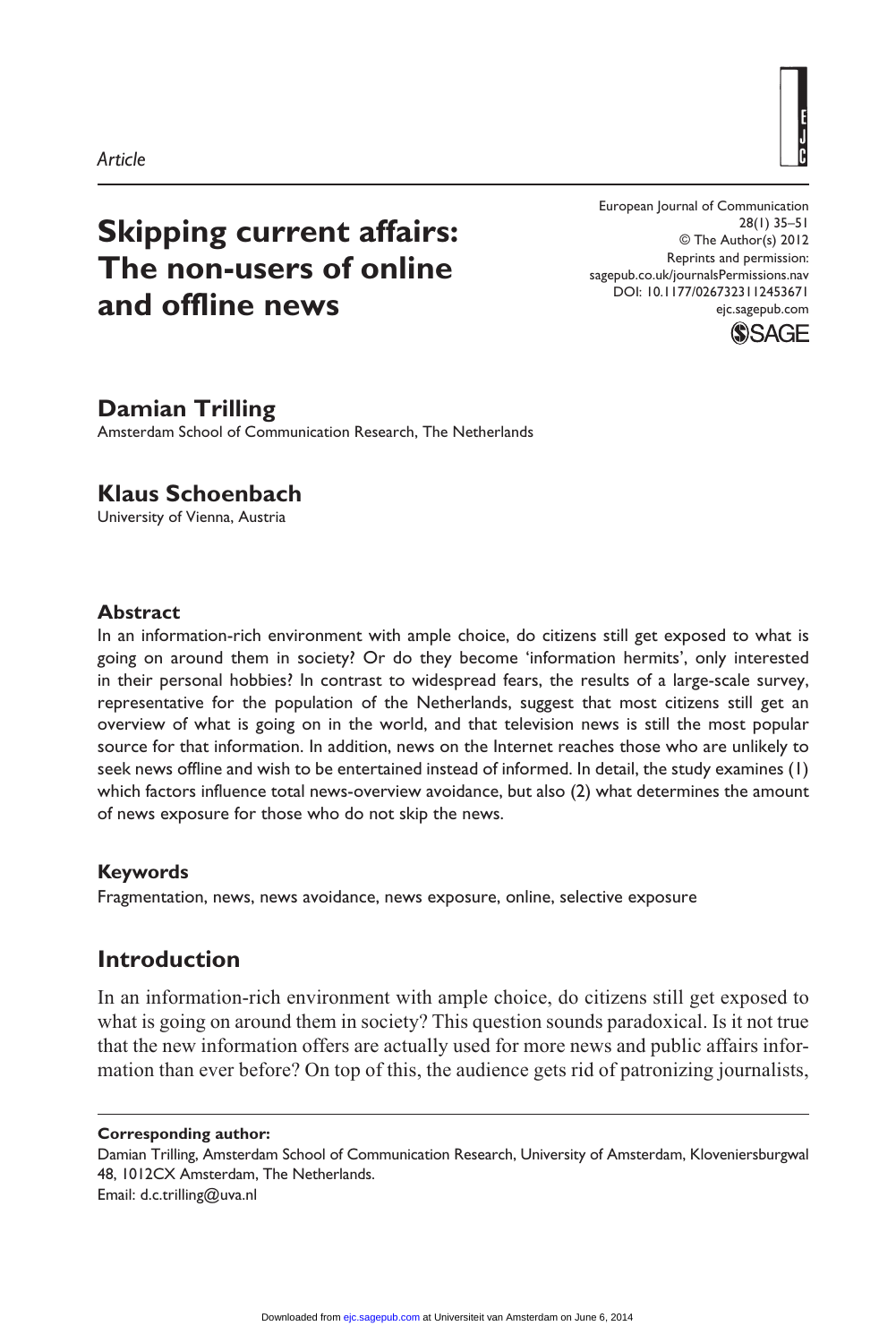Article

# Skipping current affairs: The non-users of online and offline news

European Journal of Communication
28(1) 35–51
© The Author(s) 2012
Reprints and permission:
sagepub.co.uk/journalsPermissions.nav
DOI: 10.1177/0267323112453671
ejc.sagepub.com

**Damian Trilling**
Amsterdam School of Communication Research, The Netherlands

**Klaus Schoenbach**
University of Vienna, Austria

## Abstract

In an information-rich environment with ample choice, do citizens still get exposed to what is going on around them in society? Or do they become 'information hermits', only interested in their personal hobbies? In contrast to widespread fears, the results of a large-scale survey, representative for the population of the Netherlands, suggest that most citizens still get an overview of what is going on in the world, and that television news is still the most popular source for that information. In addition, news on the Internet reaches those who are unlikely to seek news offline and wish to be entertained instead of informed. In detail, the study examines (1) which factors influence total news-overview avoidance, but also (2) what determines the amount of news exposure for those who do not skip the news.

## Keywords

Fragmentation, news, news avoidance, news exposure, online, selective exposure

## Introduction

In an information-rich environment with ample choice, do citizens still get exposed to what is going on around them in society? This question sounds paradoxical. Is it not true that the new information offers are actually used for more news and public affairs information than ever before? On top of this, the audience gets rid of patronizing journalists,

**Corresponding author:**
Damian Trilling, Amsterdam School of Communication Research, University of Amsterdam, Kloveniersburgwal 48, 1012CX Amsterdam, The Netherlands.
Email: d.c.trilling@uva.nl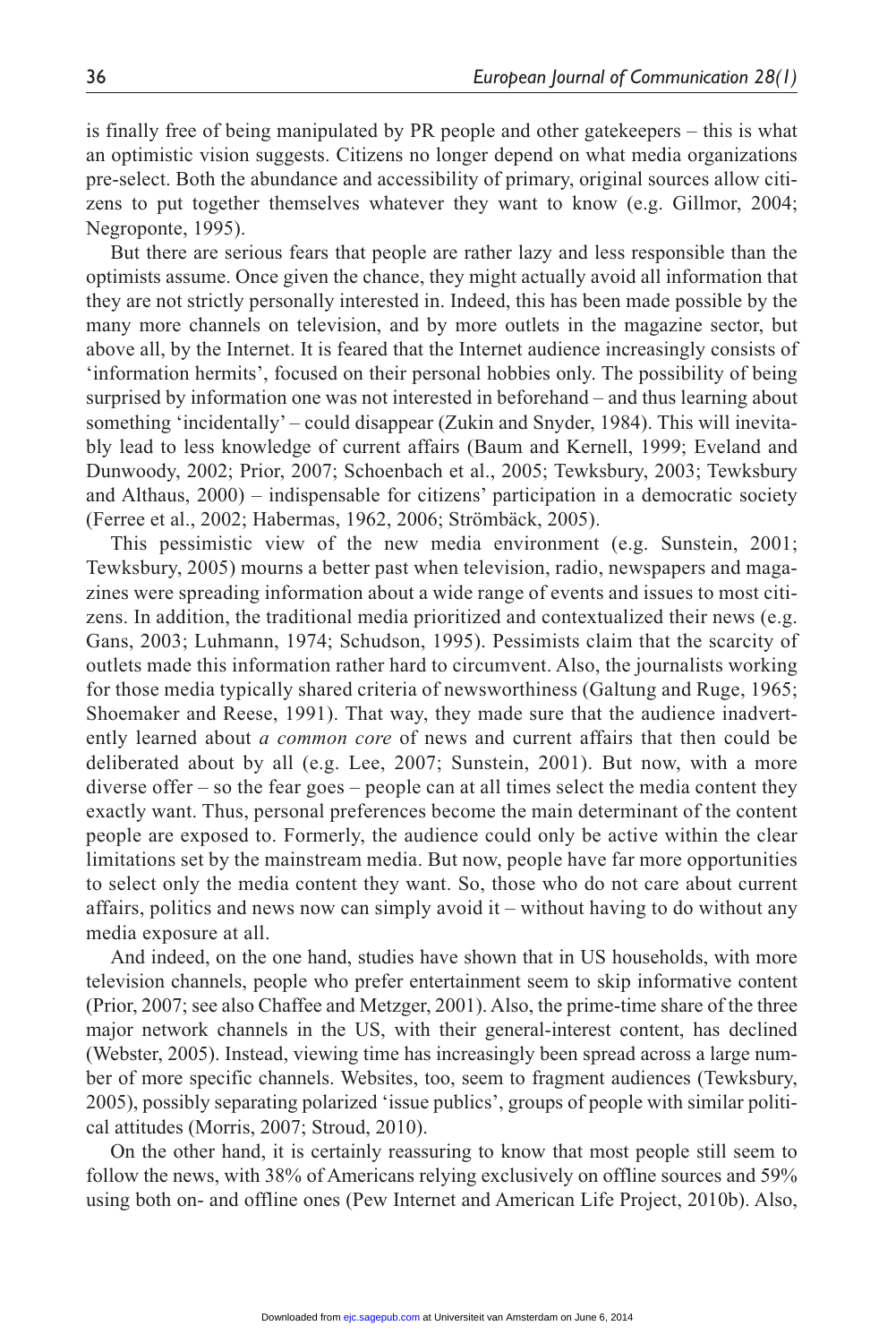is finally free of being manipulated by PR people and other gatekeepers – this is what an optimistic vision suggests. Citizens no longer depend on what media organizations pre-select. Both the abundance and accessibility of primary, original sources allow citizens to put together themselves whatever they want to know (e.g. Gillmor, 2004; Negroponte, 1995).

But there are serious fears that people are rather lazy and less responsible than the optimists assume. Once given the chance, they might actually avoid all information that they are not strictly personally interested in. Indeed, this has been made possible by the many more channels on television, and by more outlets in the magazine sector, but above all, by the Internet. It is feared that the Internet audience increasingly consists of 'information hermits', focused on their personal hobbies only. The possibility of being surprised by information one was not interested in beforehand – and thus learning about something 'incidentally' – could disappear (Zukin and Snyder, 1984). This will inevitably lead to less knowledge of current affairs (Baum and Kernell, 1999; Eveland and Dunwoody, 2002; Prior, 2007; Schoenbach et al., 2005; Tewksbury, 2003; Tewksbury and Althaus, 2000) – indispensable for citizens' participation in a democratic society (Ferree et al., 2002; Habermas, 1962, 2006; Strömbäck, 2005).

This pessimistic view of the new media environment (e.g. Sunstein, 2001; Tewksbury, 2005) mourns a better past when television, radio, newspapers and magazines were spreading information about a wide range of events and issues to most citizens. In addition, the traditional media prioritized and contextualized their news (e.g. Gans, 2003; Luhmann, 1974; Schudson, 1995). Pessimists claim that the scarcity of outlets made this information rather hard to circumvent. Also, the journalists working for those media typically shared criteria of newsworthiness (Galtung and Ruge, 1965; Shoemaker and Reese, 1991). That way, they made sure that the audience inadvertently learned about *a common core* of news and current affairs that then could be deliberated about by all (e.g. Lee, 2007; Sunstein, 2001). But now, with a more diverse offer – so the fear goes – people can at all times select the media content they exactly want. Thus, personal preferences become the main determinant of the content people are exposed to. Formerly, the audience could only be active within the clear limitations set by the mainstream media. But now, people have far more opportunities to select only the media content they want. So, those who do not care about current affairs, politics and news now can simply avoid it – without having to do without any media exposure at all.

And indeed, on the one hand, studies have shown that in US households, with more television channels, people who prefer entertainment seem to skip informative content (Prior, 2007; see also Chaffee and Metzger, 2001). Also, the prime-time share of the three major network channels in the US, with their general-interest content, has declined (Webster, 2005). Instead, viewing time has increasingly been spread across a large number of more specific channels. Websites, too, seem to fragment audiences (Tewksbury, 2005), possibly separating polarized 'issue publics', groups of people with similar political attitudes (Morris, 2007; Stroud, 2010).

On the other hand, it is certainly reassuring to know that most people still seem to follow the news, with 38% of Americans relying exclusively on offline sources and 59% using both on- and offline ones (Pew Internet and American Life Project, 2010b). Also,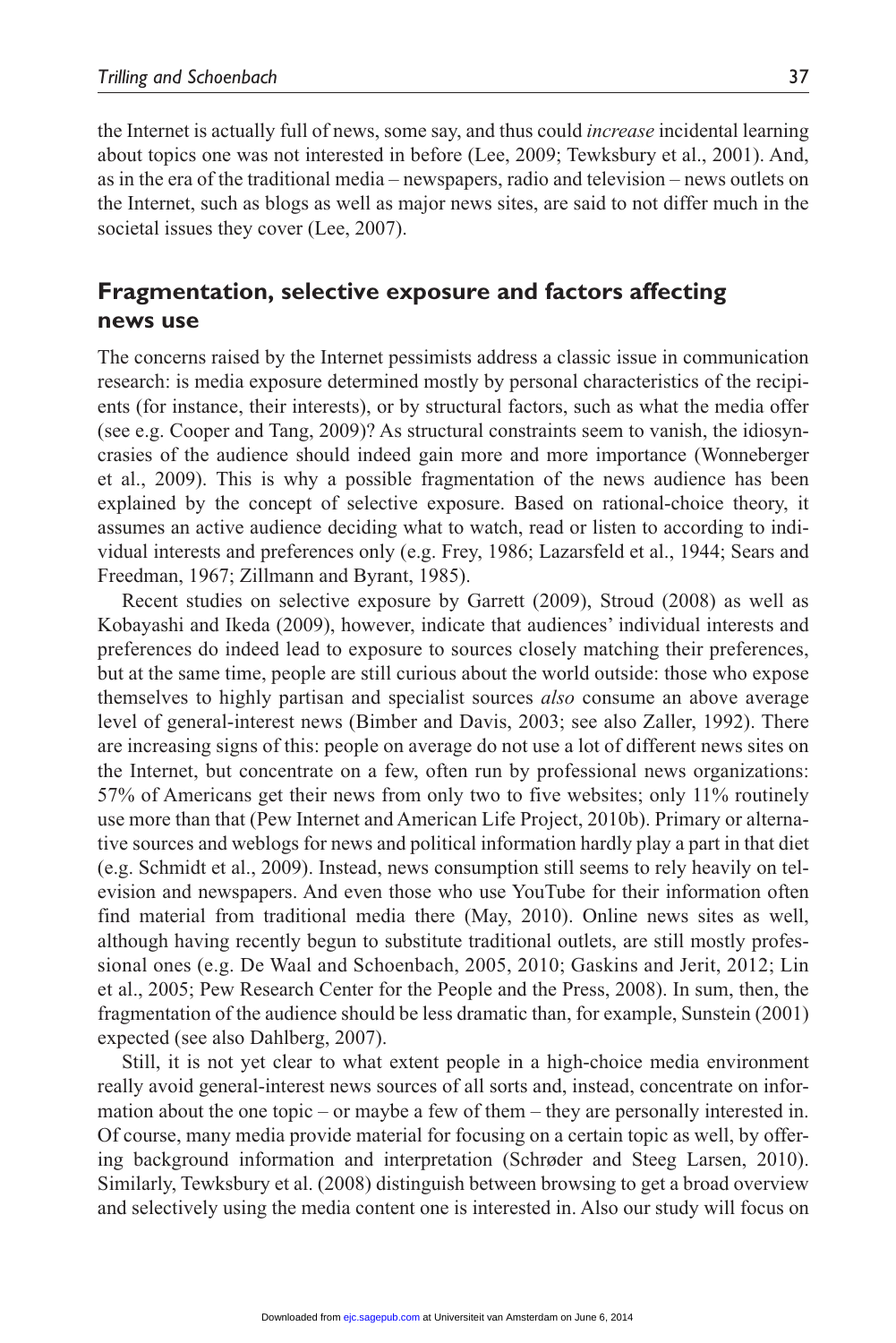the Internet is actually full of news, some say, and thus could *increase* incidental learning about topics one was not interested in before (Lee, 2009; Tewksbury et al., 2001). And, as in the era of the traditional media – newspapers, radio and television – news outlets on the Internet, such as blogs as well as major news sites, are said to not differ much in the societal issues they cover (Lee, 2007).

## Fragmentation, selective exposure and factors affecting news use

The concerns raised by the Internet pessimists address a classic issue in communication research: is media exposure determined mostly by personal characteristics of the recipients (for instance, their interests), or by structural factors, such as what the media offer (see e.g. Cooper and Tang, 2009)? As structural constraints seem to vanish, the idiosyncrasies of the audience should indeed gain more and more importance (Wonneberger et al., 2009). This is why a possible fragmentation of the news audience has been explained by the concept of selective exposure. Based on rational-choice theory, it assumes an active audience deciding what to watch, read or listen to according to individual interests and preferences only (e.g. Frey, 1986; Lazarsfeld et al., 1944; Sears and Freedman, 1967; Zillmann and Byrant, 1985).

Recent studies on selective exposure by Garrett (2009), Stroud (2008) as well as Kobayashi and Ikeda (2009), however, indicate that audiences' individual interests and preferences do indeed lead to exposure to sources closely matching their preferences, but at the same time, people are still curious about the world outside: those who expose themselves to highly partisan and specialist sources *also* consume an above average level of general-interest news (Bimber and Davis, 2003; see also Zaller, 1992). There are increasing signs of this: people on average do not use a lot of different news sites on the Internet, but concentrate on a few, often run by professional news organizations: 57% of Americans get their news from only two to five websites; only 11% routinely use more than that (Pew Internet and American Life Project, 2010b). Primary or alternative sources and weblogs for news and political information hardly play a part in that diet (e.g. Schmidt et al., 2009). Instead, news consumption still seems to rely heavily on television and newspapers. And even those who use YouTube for their information often find material from traditional media there (May, 2010). Online news sites as well, although having recently begun to substitute traditional outlets, are still mostly professional ones (e.g. De Waal and Schoenbach, 2005, 2010; Gaskins and Jerit, 2012; Lin et al., 2005; Pew Research Center for the People and the Press, 2008). In sum, then, the fragmentation of the audience should be less dramatic than, for example, Sunstein (2001) expected (see also Dahlberg, 2007).

Still, it is not yet clear to what extent people in a high-choice media environment really avoid general-interest news sources of all sorts and, instead, concentrate on information about the one topic – or maybe a few of them – they are personally interested in. Of course, many media provide material for focusing on a certain topic as well, by offering background information and interpretation (Schrøder and Steeg Larsen, 2010). Similarly, Tewksbury et al. (2008) distinguish between browsing to get a broad overview and selectively using the media content one is interested in. Also our study will focus on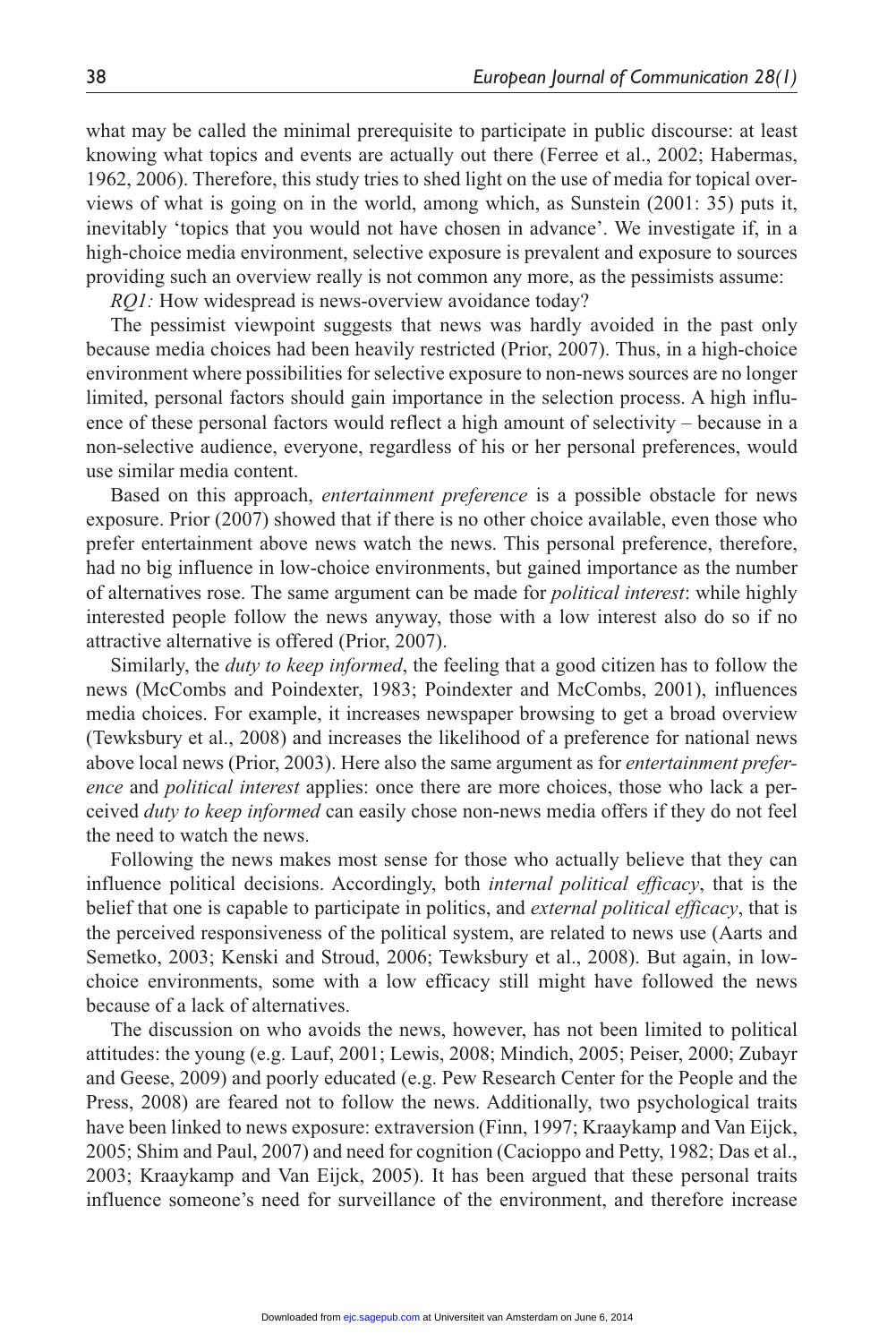what may be called the minimal prerequisite to participate in public discourse: at least knowing what topics and events are actually out there (Ferree et al., 2002; Habermas, 1962, 2006). Therefore, this study tries to shed light on the use of media for topical overviews of what is going on in the world, among which, as Sunstein (2001: 35) puts it, inevitably 'topics that you would not have chosen in advance'. We investigate if, in a high-choice media environment, selective exposure is prevalent and exposure to sources providing such an overview really is not common any more, as the pessimists assume:

*RQ1:* How widespread is news-overview avoidance today?

The pessimist viewpoint suggests that news was hardly avoided in the past only because media choices had been heavily restricted (Prior, 2007). Thus, in a high-choice environment where possibilities for selective exposure to non-news sources are no longer limited, personal factors should gain importance in the selection process. A high influence of these personal factors would reflect a high amount of selectivity – because in a non-selective audience, everyone, regardless of his or her personal preferences, would use similar media content.

Based on this approach, *entertainment preference* is a possible obstacle for news exposure. Prior (2007) showed that if there is no other choice available, even those who prefer entertainment above news watch the news. This personal preference, therefore, had no big influence in low-choice environments, but gained importance as the number of alternatives rose. The same argument can be made for *political interest*: while highly interested people follow the news anyway, those with a low interest also do so if no attractive alternative is offered (Prior, 2007).

Similarly, the *duty to keep informed*, the feeling that a good citizen has to follow the news (McCombs and Poindexter, 1983; Poindexter and McCombs, 2001), influences media choices. For example, it increases newspaper browsing to get a broad overview (Tewksbury et al., 2008) and increases the likelihood of a preference for national news above local news (Prior, 2003). Here also the same argument as for *entertainment preference* and *political interest* applies: once there are more choices, those who lack a perceived *duty to keep informed* can easily chose non-news media offers if they do not feel the need to watch the news.

Following the news makes most sense for those who actually believe that they can influence political decisions. Accordingly, both *internal political efficacy*, that is the belief that one is capable to participate in politics, and *external political efficacy*, that is the perceived responsiveness of the political system, are related to news use (Aarts and Semetko, 2003; Kenski and Stroud, 2006; Tewksbury et al., 2008). But again, in low-choice environments, some with a low efficacy still might have followed the news because of a lack of alternatives.

The discussion on who avoids the news, however, has not been limited to political attitudes: the young (e.g. Lauf, 2001; Lewis, 2008; Mindich, 2005; Peiser, 2000; Zubayr and Geese, 2009) and poorly educated (e.g. Pew Research Center for the People and the Press, 2008) are feared not to follow the news. Additionally, two psychological traits have been linked to news exposure: extraversion (Finn, 1997; Kraaykamp and Van Eijck, 2005; Shim and Paul, 2007) and need for cognition (Cacioppo and Petty, 1982; Das et al., 2003; Kraaykamp and Van Eijck, 2005). It has been argued that these personal traits influence someone's need for surveillance of the environment, and therefore increase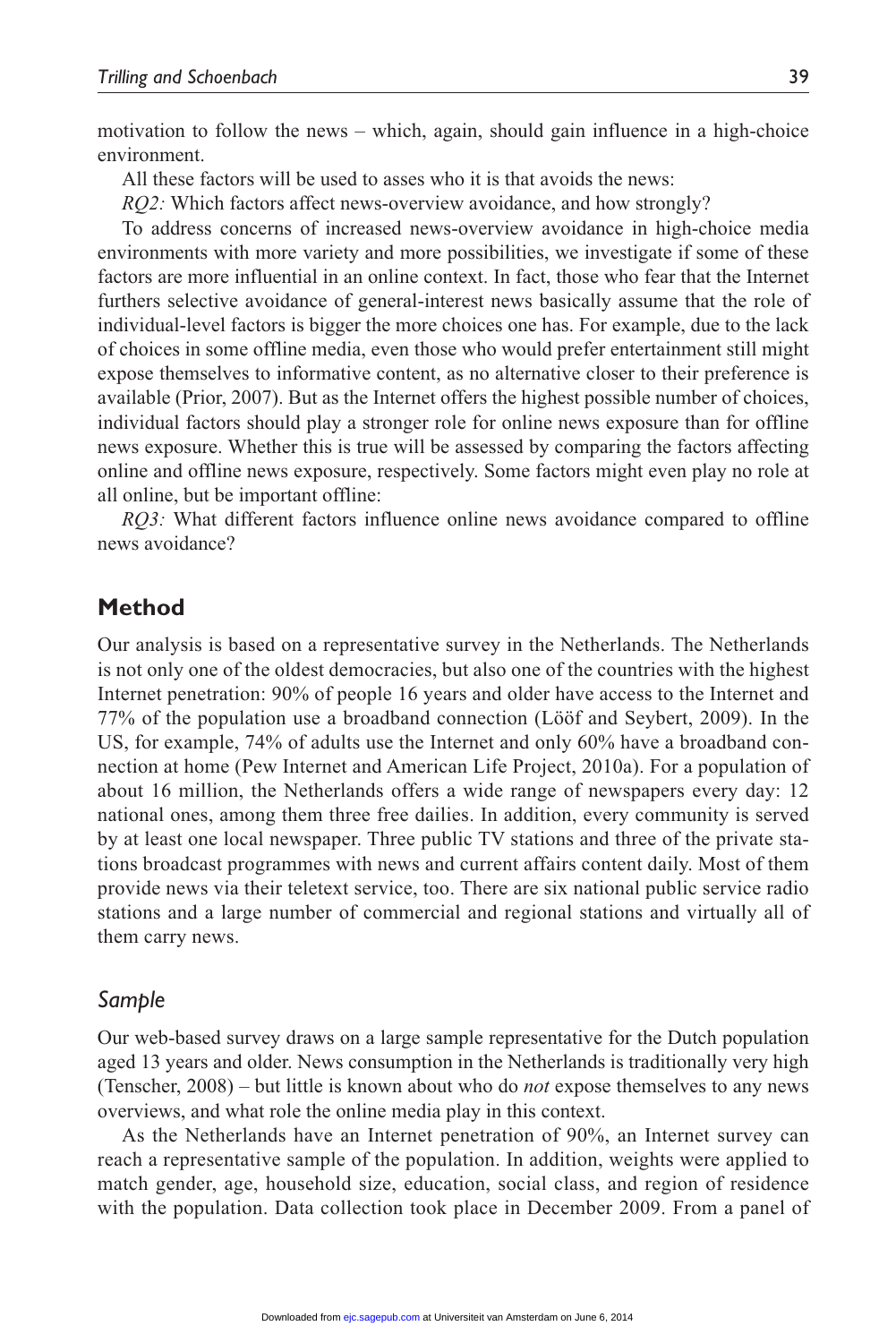motivation to follow the news – which, again, should gain influence in a high-choice environment.

All these factors will be used to asses who it is that avoids the news:

*RQ2:* Which factors affect news-overview avoidance, and how strongly?

To address concerns of increased news-overview avoidance in high-choice media environments with more variety and more possibilities, we investigate if some of these factors are more influential in an online context. In fact, those who fear that the Internet furthers selective avoidance of general-interest news basically assume that the role of individual-level factors is bigger the more choices one has. For example, due to the lack of choices in some offline media, even those who would prefer entertainment still might expose themselves to informative content, as no alternative closer to their preference is available (Prior, 2007). But as the Internet offers the highest possible number of choices, individual factors should play a stronger role for online news exposure than for offline news exposure. Whether this is true will be assessed by comparing the factors affecting online and offline news exposure, respectively. Some factors might even play no role at all online, but be important offline:

*RQ3:* What different factors influence online news avoidance compared to offline news avoidance?

## Method

Our analysis is based on a representative survey in the Netherlands. The Netherlands is not only one of the oldest democracies, but also one of the countries with the highest Internet penetration: 90% of people 16 years and older have access to the Internet and 77% of the population use a broadband connection (Lööf and Seybert, 2009). In the US, for example, 74% of adults use the Internet and only 60% have a broadband connection at home (Pew Internet and American Life Project, 2010a). For a population of about 16 million, the Netherlands offers a wide range of newspapers every day: 12 national ones, among them three free dailies. In addition, every community is served by at least one local newspaper. Three public TV stations and three of the private stations broadcast programmes with news and current affairs content daily. Most of them provide news via their teletext service, too. There are six national public service radio stations and a large number of commercial and regional stations and virtually all of them carry news.

### *Sample*

Our web-based survey draws on a large sample representative for the Dutch population aged 13 years and older. News consumption in the Netherlands is traditionally very high (Tenscher, 2008) – but little is known about who do *not* expose themselves to any news overviews, and what role the online media play in this context.

As the Netherlands have an Internet penetration of 90%, an Internet survey can reach a representative sample of the population. In addition, weights were applied to match gender, age, household size, education, social class, and region of residence with the population. Data collection took place in December 2009. From a panel of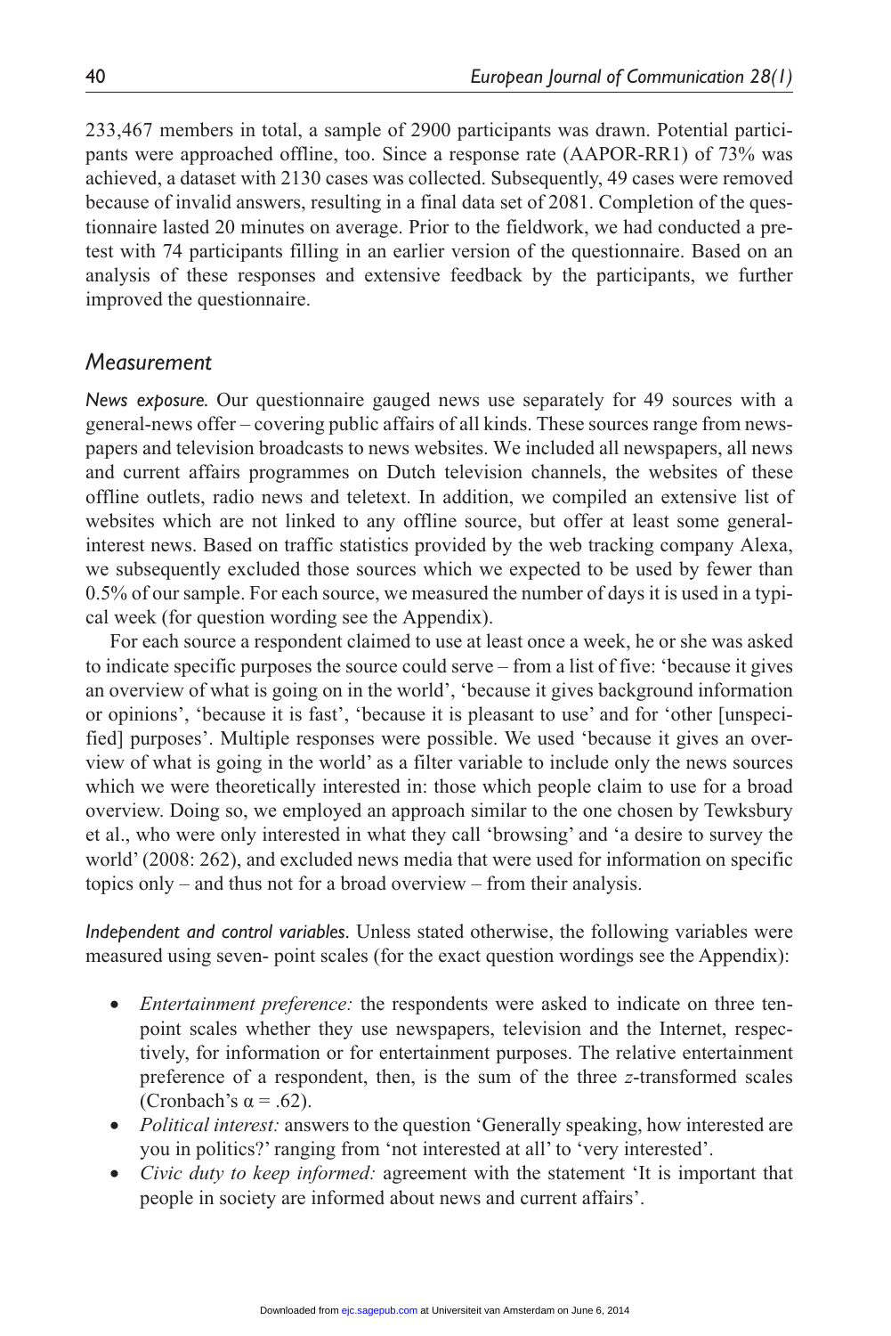233,467 members in total, a sample of 2900 participants was drawn. Potential participants were approached offline, too. Since a response rate (AAPOR-RR1) of 73% was achieved, a dataset with 2130 cases was collected. Subsequently, 49 cases were removed because of invalid answers, resulting in a final data set of 2081. Completion of the questionnaire lasted 20 minutes on average. Prior to the fieldwork, we had conducted a pretest with 74 participants filling in an earlier version of the questionnaire. Based on an analysis of these responses and extensive feedback by the participants, we further improved the questionnaire.

### *Measurement*

*News exposure.* Our questionnaire gauged news use separately for 49 sources with a general-news offer – covering public affairs of all kinds. These sources range from newspapers and television broadcasts to news websites. We included all newspapers, all news and current affairs programmes on Dutch television channels, the websites of these offline outlets, radio news and teletext. In addition, we compiled an extensive list of websites which are not linked to any offline source, but offer at least some general-interest news. Based on traffic statistics provided by the web tracking company Alexa, we subsequently excluded those sources which we expected to be used by fewer than 0.5% of our sample. For each source, we measured the number of days it is used in a typical week (for question wording see the Appendix).

For each source a respondent claimed to use at least once a week, he or she was asked to indicate specific purposes the source could serve – from a list of five: 'because it gives an overview of what is going on in the world', 'because it gives background information or opinions', 'because it is fast', 'because it is pleasant to use' and for 'other [unspecified] purposes'. Multiple responses were possible. We used 'because it gives an overview of what is going in the world' as a filter variable to include only the news sources which we were theoretically interested in: those which people claim to use for a broad overview. Doing so, we employed an approach similar to the one chosen by Tewksbury et al., who were only interested in what they call 'browsing' and 'a desire to survey the world' (2008: 262), and excluded news media that were used for information on specific topics only – and thus not for a broad overview – from their analysis.

*Independent and control variables.* Unless stated otherwise, the following variables were measured using seven- point scales (for the exact question wordings see the Appendix):

- *Entertainment preference:* the respondents were asked to indicate on three ten-point scales whether they use newspapers, television and the Internet, respectively, for information or for entertainment purposes. The relative entertainment preference of a respondent, then, is the sum of the three $z$-transformed scales (Cronbach's $\alpha = .62$).
- *Political interest:* answers to the question 'Generally speaking, how interested are you in politics?' ranging from 'not interested at all' to 'very interested'.
- *Civic duty to keep informed:* agreement with the statement 'It is important that people in society are informed about news and current affairs'.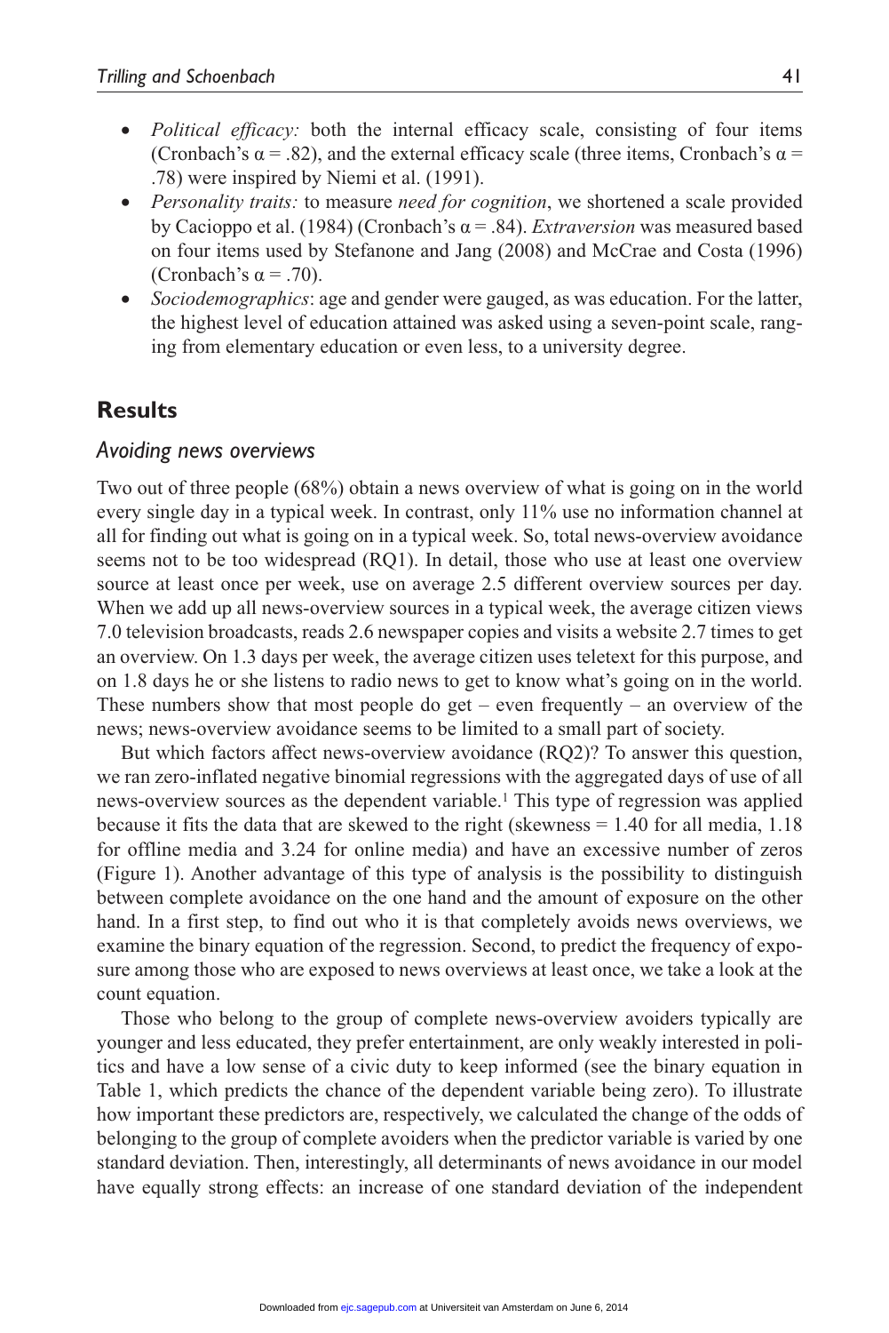- *Political efficacy:* both the internal efficacy scale, consisting of four items (Cronbach's $\alpha = .82$), and the external efficacy scale (three items, Cronbach's $\alpha = .78$) were inspired by Niemi et al. (1991).
- *Personality traits:* to measure *need for cognition*, we shortened a scale provided by Cacioppo et al. (1984) (Cronbach's $\alpha = .84$). *Extraversion* was measured based on four items used by Stefanone and Jang (2008) and McCrae and Costa (1996) (Cronbach's $\alpha = .70$).
- *Sociodemographics*: age and gender were gauged, as was education. For the latter, the highest level of education attained was asked using a seven-point scale, ranging from elementary education or even less, to a university degree.

## Results

### *Avoiding news overviews*

Two out of three people (68%) obtain a news overview of what is going on in the world every single day in a typical week. In contrast, only 11% use no information channel at all for finding out what is going on in a typical week. So, total news-overview avoidance seems not to be too widespread (RQ1). In detail, those who use at least one overview source at least once per week, use on average 2.5 different overview sources per day. When we add up all news-overview sources in a typical week, the average citizen views 7.0 television broadcasts, reads 2.6 newspaper copies and visits a website 2.7 times to get an overview. On 1.3 days per week, the average citizen uses teletext for this purpose, and on 1.8 days he or she listens to radio news to get to know what's going on in the world. These numbers show that most people do get – even frequently – an overview of the news; news-overview avoidance seems to be limited to a small part of society.

But which factors affect news-overview avoidance (RQ2)? To answer this question, we ran zero-inflated negative binomial regressions with the aggregated days of use of all news-overview sources as the dependent variable.[1] This type of regression was applied because it fits the data that are skewed to the right (skewness = 1.40 for all media, 1.18 for offline media and 3.24 for online media) and have an excessive number of zeros (Figure 1). Another advantage of this type of analysis is the possibility to distinguish between complete avoidance on the one hand and the amount of exposure on the other hand. In a first step, to find out who it is that completely avoids news overviews, we examine the binary equation of the regression. Second, to predict the frequency of exposure among those who are exposed to news overviews at least once, we take a look at the count equation.

Those who belong to the group of complete news-overview avoiders typically are younger and less educated, they prefer entertainment, are only weakly interested in politics and have a low sense of a civic duty to keep informed (see the binary equation in Table 1, which predicts the chance of the dependent variable being zero). To illustrate how important these predictors are, respectively, we calculated the change of the odds of belonging to the group of complete avoiders when the predictor variable is varied by one standard deviation. Then, interestingly, all determinants of news avoidance in our model have equally strong effects: an increase of one standard deviation of the independent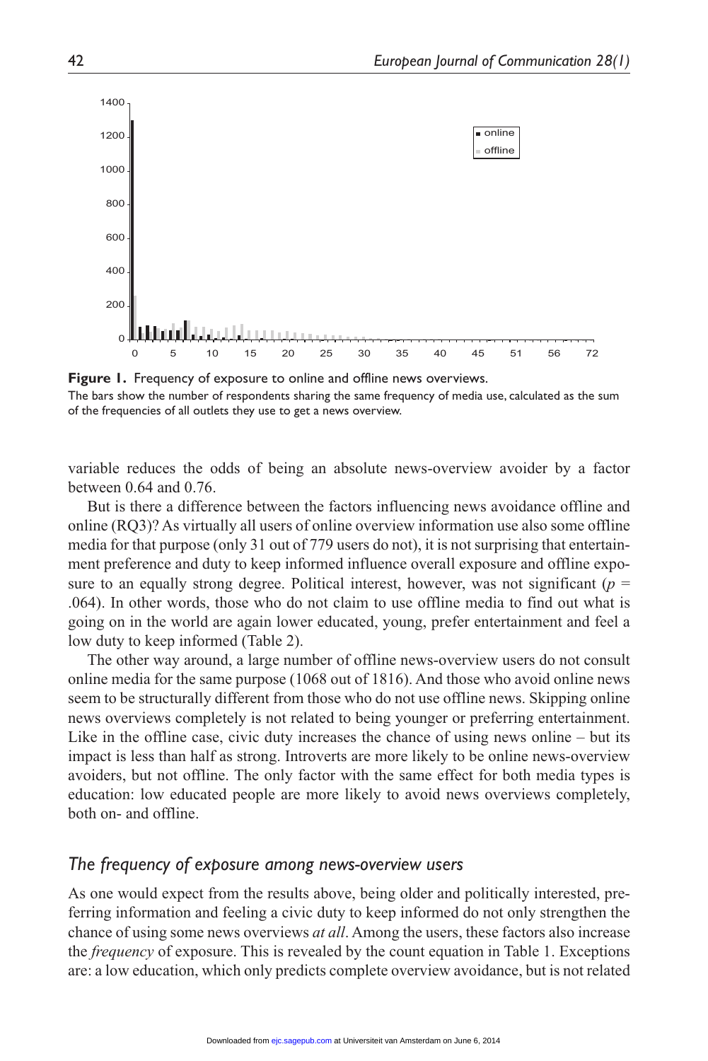**Figure 1.** Frequency of exposure to online and offline news overviews.
The bars show the number of respondents sharing the same frequency of media use, calculated as the sum of the frequencies of all outlets they use to get a news overview.

variable reduces the odds of being an absolute news-overview avoider by a factor between 0.64 and 0.76.

But is there a difference between the factors influencing news avoidance offline and online (RQ3)? As virtually all users of online overview information use also some offline media for that purpose (only 31 out of 779 users do not), it is not surprising that entertainment preference and duty to keep informed influence overall exposure and offline exposure to an equally strong degree. Political interest, however, was not significant ($p$ = .064). In other words, those who do not claim to use offline media to find out what is going on in the world are again lower educated, young, prefer entertainment and feel a low duty to keep informed (Table 2).

The other way around, a large number of offline news-overview users do not consult online media for the same purpose (1068 out of 1816). And those who avoid online news seem to be structurally different from those who do not use offline news. Skipping online news overviews completely is not related to being younger or preferring entertainment. Like in the offline case, civic duty increases the chance of using news online – but its impact is less than half as strong. Introverts are more likely to be online news-overview avoiders, but not offline. The only factor with the same effect for both media types is education: low educated people are more likely to avoid news overviews completely, both on- and offline.

## *The frequency of exposure among news-overview users*

As one would expect from the results above, being older and politically interested, preferring information and feeling a civic duty to keep informed do not only strengthen the chance of using some news overviews *at all*. Among the users, these factors also increase the *frequency* of exposure. This is revealed by the count equation in Table 1. Exceptions are: a low education, which only predicts complete overview avoidance, but is not related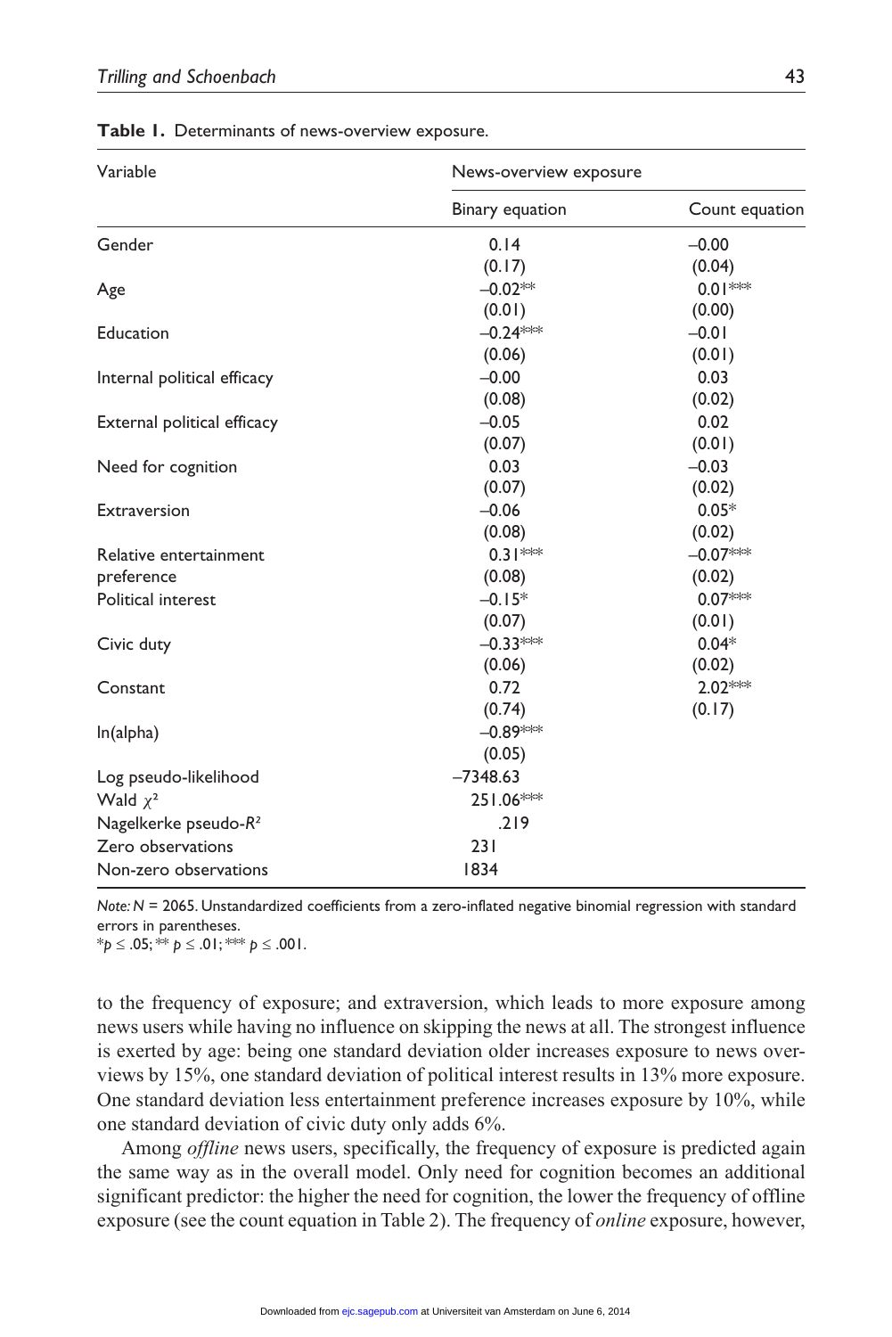**Table 1.** Determinants of news-overview exposure.

| Variable | News-overview exposure | |
|---|---|---|
| | Binary equation | Count equation |
| Gender | 0.14 | –0.00 |
| | (0.17) | (0.04) |
| Age | –0.02** | 0.01*** |
| | (0.01) | (0.00) |
| Education | –0.24*** | –0.01 |
| | (0.06) | (0.01) |
| Internal political efficacy | –0.00 | 0.03 |
| | (0.08) | (0.02) |
| External political efficacy | –0.05 | 0.02 |
| | (0.07) | (0.01) |
| Need for cognition | 0.03 | –0.03 |
| | (0.07) | (0.02) |
| Extraversion | –0.06 | 0.05* |
| | (0.08) | (0.02) |
| Relative entertainment preference | 0.31*** | –0.07*** |
| | (0.08) | (0.02) |
| Political interest | –0.15* | 0.07*** |
| | (0.07) | (0.01) |
| Civic duty | –0.33*** | 0.04* |
| | (0.06) | (0.02) |
| Constant | 0.72 | 2.02*** |
| | (0.74) | (0.17) |
| ln(alpha) | –0.89*** | |
| | (0.05) | |
| Log pseudo-likelihood | –7348.63 | |
| Wald $\chi^2$ | 251.06*** | |
| Nagelkerke pseudo-$R^2$ | .219 | |
| Zero observations | 231 | |
| Non-zero observations | 1834 | |

*Note:* N = 2065. Unstandardized coefficients from a zero-inflated negative binomial regression with standard errors in parentheses.
*$p \leq .05$; ** $p \leq .01$; *** $p \leq .001$.

to the frequency of exposure; and extraversion, which leads to more exposure among news users while having no influence on skipping the news at all. The strongest influence is exerted by age: being one standard deviation older increases exposure to news overviews by 15%, one standard deviation of political interest results in 13% more exposure. One standard deviation less entertainment preference increases exposure by 10%, while one standard deviation of civic duty only adds 6%.

Among *offline* news users, specifically, the frequency of exposure is predicted again the same way as in the overall model. Only need for cognition becomes an additional significant predictor: the higher the need for cognition, the lower the frequency of offline exposure (see the count equation in Table 2). The frequency of *online* exposure, however,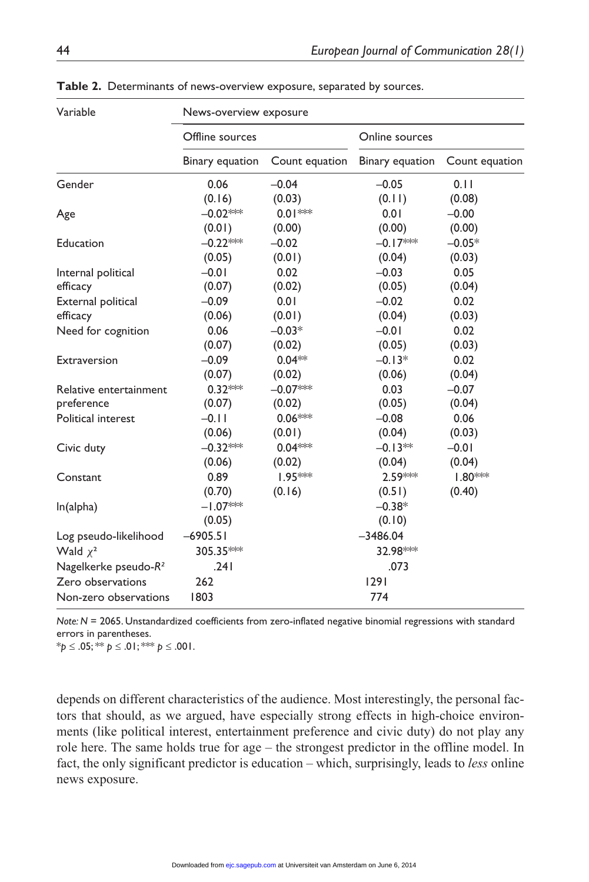**Table 2.** Determinants of news-overview exposure, separated by sources.

| Variable | News-overview exposure | | | |
|---|---|---|---|---|
| | Offline sources | | Online sources | |
| | Binary equation | Count equation | Binary equation | Count equation |
| Gender | 0.06 | −0.04 | −0.05 | 0.11 |
| | (0.16) | (0.03) | (0.11) | (0.08) |
| Age | −0.02*** | 0.01*** | 0.01 | −0.00 |
| | (0.01) | (0.00) | (0.00) | (0.00) |
| Education | −0.22*** | −0.02 | −0.17*** | −0.05* |
| | (0.05) | (0.01) | (0.04) | (0.03) |
| Internal political efficacy | −0.01 | 0.02 | −0.03 | 0.05 |
| | (0.07) | (0.02) | (0.05) | (0.04) |
| External political efficacy | −0.09 | 0.01 | −0.02 | 0.02 |
| | (0.06) | (0.01) | (0.04) | (0.03) |
| Need for cognition | 0.06 | −0.03* | −0.01 | 0.02 |
| | (0.07) | (0.02) | (0.05) | (0.03) |
| Extraversion | −0.09 | 0.04** | −0.13* | 0.02 |
| | (0.07) | (0.02) | (0.06) | (0.04) |
| Relative entertainment preference | 0.32*** | −0.07*** | 0.03 | −0.07 |
| | (0.07) | (0.02) | (0.05) | (0.04) |
| Political interest | −0.11 | 0.06*** | −0.08 | 0.06 |
| | (0.06) | (0.01) | (0.04) | (0.03) |
| Civic duty | −0.32*** | 0.04*** | −0.13** | −0.01 |
| | (0.06) | (0.02) | (0.04) | (0.04) |
| Constant | 0.89 | 1.95*** | 2.59*** | 1.80*** |
| | (0.70) | (0.16) | (0.51) | (0.40) |
| ln(alpha) | −1.07*** | | −0.38* | |
| | (0.05) | | (0.10) | |
| Log pseudo-likelihood | −6905.51 | | −3486.04 | |
| Wald $\chi^2$ | 305.35*** | | 32.98*** | |
| Nagelkerke pseudo-$R^2$ | .241 | | .073 | |
| Zero observations | 262 | | 1291 | |
| Non-zero observations | 1803 | | 774 | |

*Note: N* = 2065. Unstandardized coefficients from zero-inflated negative binomial regressions with standard errors in parentheses.
*$p \leq .05$; ** $p \leq .01$; *** $p \leq .001$.

depends on different characteristics of the audience. Most interestingly, the personal factors that should, as we argued, have especially strong effects in high-choice environments (like political interest, entertainment preference and civic duty) do not play any role here. The same holds true for age – the strongest predictor in the offline model. In fact, the only significant predictor is education – which, surprisingly, leads to *less* online news exposure.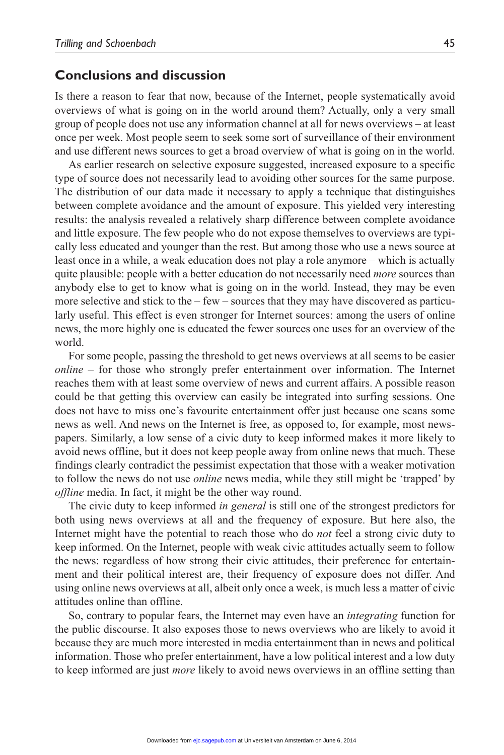## Conclusions and discussion

Is there a reason to fear that now, because of the Internet, people systematically avoid overviews of what is going on in the world around them? Actually, only a very small group of people does not use any information channel at all for news overviews – at least once per week. Most people seem to seek some sort of surveillance of their environment and use different news sources to get a broad overview of what is going on in the world.

As earlier research on selective exposure suggested, increased exposure to a specific type of source does not necessarily lead to avoiding other sources for the same purpose. The distribution of our data made it necessary to apply a technique that distinguishes between complete avoidance and the amount of exposure. This yielded very interesting results: the analysis revealed a relatively sharp difference between complete avoidance and little exposure. The few people who do not expose themselves to overviews are typically less educated and younger than the rest. But among those who use a news source at least once in a while, a weak education does not play a role anymore – which is actually quite plausible: people with a better education do not necessarily need *more* sources than anybody else to get to know what is going on in the world. Instead, they may be even more selective and stick to the – few – sources that they may have discovered as particularly useful. This effect is even stronger for Internet sources: among the users of online news, the more highly one is educated the fewer sources one uses for an overview of the world.

For some people, passing the threshold to get news overviews at all seems to be easier *online* – for those who strongly prefer entertainment over information. The Internet reaches them with at least some overview of news and current affairs. A possible reason could be that getting this overview can easily be integrated into surfing sessions. One does not have to miss one's favourite entertainment offer just because one scans some news as well. And news on the Internet is free, as opposed to, for example, most newspapers. Similarly, a low sense of a civic duty to keep informed makes it more likely to avoid news offline, but it does not keep people away from online news that much. These findings clearly contradict the pessimist expectation that those with a weaker motivation to follow the news do not use *online* news media, while they still might be 'trapped' by *offline* media. In fact, it might be the other way round.

The civic duty to keep informed *in general* is still one of the strongest predictors for both using news overviews at all and the frequency of exposure. But here also, the Internet might have the potential to reach those who do *not* feel a strong civic duty to keep informed. On the Internet, people with weak civic attitudes actually seem to follow the news: regardless of how strong their civic attitudes, their preference for entertainment and their political interest are, their frequency of exposure does not differ. And using online news overviews at all, albeit only once a week, is much less a matter of civic attitudes online than offline.

So, contrary to popular fears, the Internet may even have an *integrating* function for the public discourse. It also exposes those to news overviews who are likely to avoid it because they are much more interested in media entertainment than in news and political information. Those who prefer entertainment, have a low political interest and a low duty to keep informed are just *more* likely to avoid news overviews in an offline setting than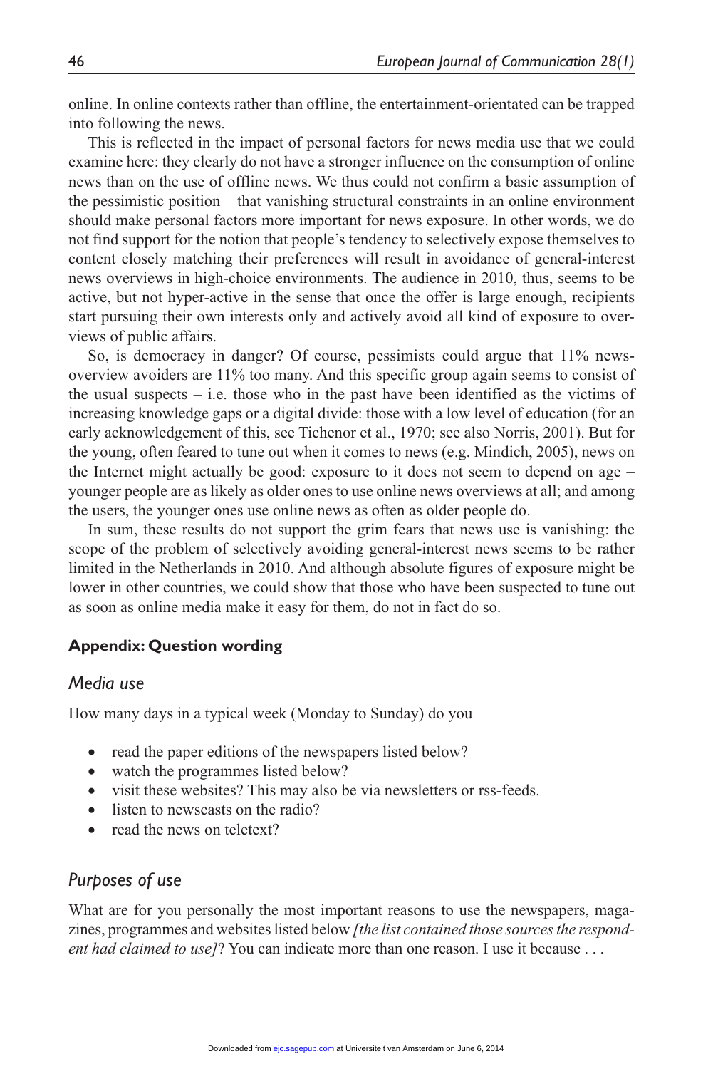online. In online contexts rather than offline, the entertainment-orientated can be trapped into following the news.

This is reflected in the impact of personal factors for news media use that we could examine here: they clearly do not have a stronger influence on the consumption of online news than on the use of offline news. We thus could not confirm a basic assumption of the pessimistic position – that vanishing structural constraints in an online environment should make personal factors more important for news exposure. In other words, we do not find support for the notion that people's tendency to selectively expose themselves to content closely matching their preferences will result in avoidance of general-interest news overviews in high-choice environments. The audience in 2010, thus, seems to be active, but not hyper-active in the sense that once the offer is large enough, recipients start pursuing their own interests only and actively avoid all kind of exposure to overviews of public affairs.

So, is democracy in danger? Of course, pessimists could argue that 11% news-overview avoiders are 11% too many. And this specific group again seems to consist of the usual suspects – i.e. those who in the past have been identified as the victims of increasing knowledge gaps or a digital divide: those with a low level of education (for an early acknowledgement of this, see Tichenor et al., 1970; see also Norris, 2001). But for the young, often feared to tune out when it comes to news (e.g. Mindich, 2005), news on the Internet might actually be good: exposure to it does not seem to depend on age – younger people are as likely as older ones to use online news overviews at all; and among the users, the younger ones use online news as often as older people do.

In sum, these results do not support the grim fears that news use is vanishing: the scope of the problem of selectively avoiding general-interest news seems to be rather limited in the Netherlands in 2010. And although absolute figures of exposure might be lower in other countries, we could show that those who have been suspected to tune out as soon as online media make it easy for them, do not in fact do so.

## Appendix: Question wording

### *Media use*

How many days in a typical week (Monday to Sunday) do you

- read the paper editions of the newspapers listed below?
- watch the programmes listed below?
- visit these websites? This may also be via newsletters or rss-feeds.
- listen to newscasts on the radio?
- read the news on teletext?

### *Purposes of use*

What are for you personally the most important reasons to use the newspapers, magazines, programmes and websites listed below *[the list contained those sources the respondent had claimed to use]*? You can indicate more than one reason. I use it because . . .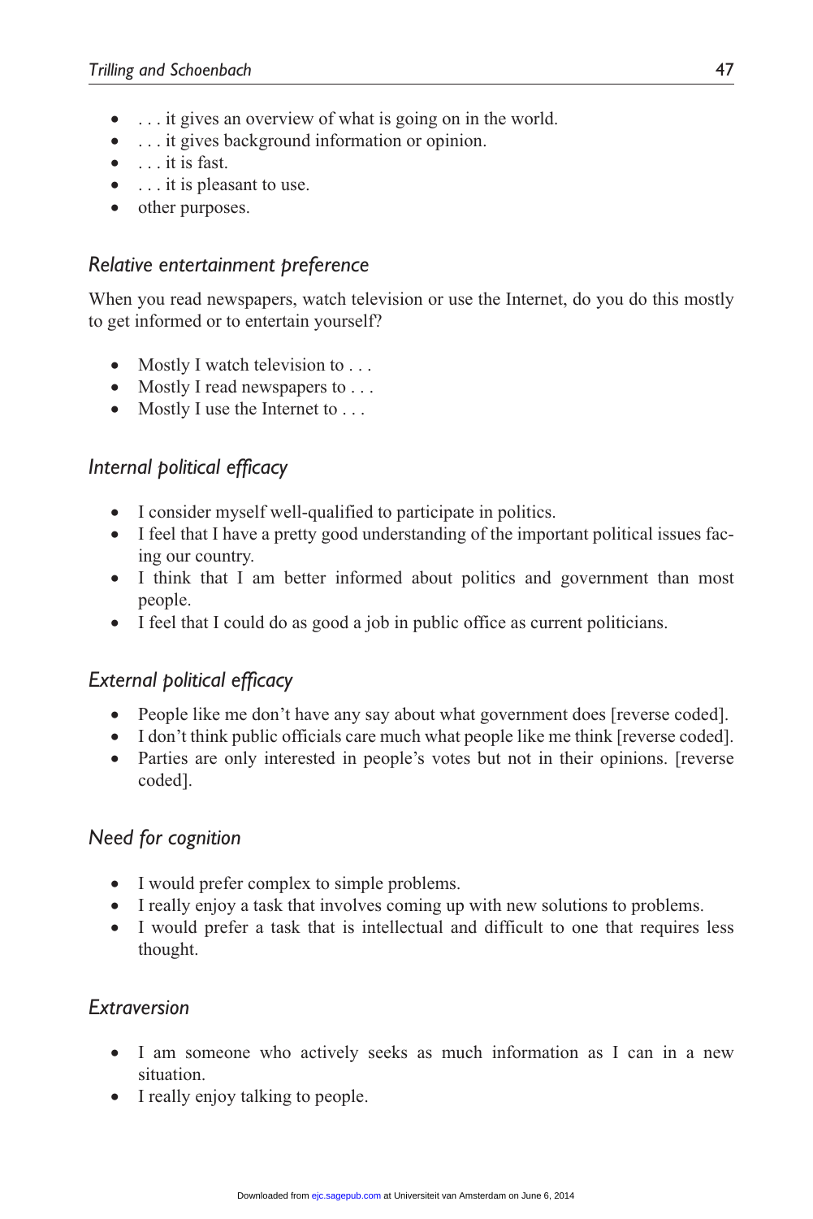- . . . it gives an overview of what is going on in the world.
- . . . it gives background information or opinion.
- . . . it is fast.
- . . . it is pleasant to use.
- other purposes.

### *Relative entertainment preference*

When you read newspapers, watch television or use the Internet, do you do this mostly to get informed or to entertain yourself?

- Mostly I watch television to . . .
- Mostly I read newspapers to . . .
- Mostly I use the Internet to . . .

### *Internal political efficacy*

- I consider myself well-qualified to participate in politics.
- I feel that I have a pretty good understanding of the important political issues facing our country.
- I think that I am better informed about politics and government than most people.
- I feel that I could do as good a job in public office as current politicians.

### *External political efficacy*

- People like me don't have any say about what government does [reverse coded].
- I don't think public officials care much what people like me think [reverse coded].
- Parties are only interested in people's votes but not in their opinions. [reverse coded].

### *Need for cognition*

- I would prefer complex to simple problems.
- I really enjoy a task that involves coming up with new solutions to problems.
- I would prefer a task that is intellectual and difficult to one that requires less thought.

### *Extraversion*

- I am someone who actively seeks as much information as I can in a new situation.
- I really enjoy talking to people.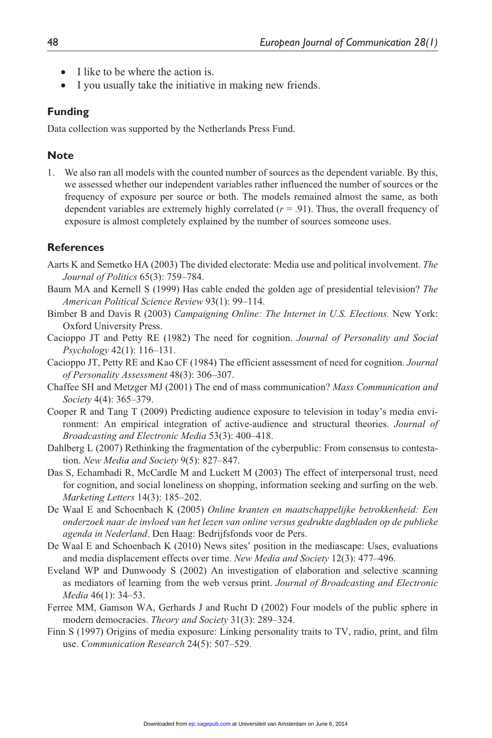- I like to be where the action is.
- I you usually take the initiative in making new friends.

## Funding

Data collection was supported by the Netherlands Press Fund.

## Note

1. We also ran all models with the counted number of sources as the dependent variable. By this, we assessed whether our independent variables rather influenced the number of sources or the frequency of exposure per source or both. The models remained almost the same, as both dependent variables are extremely highly correlated ($r = .91$). Thus, the overall frequency of exposure is almost completely explained by the number of sources someone uses.

## References

Aarts K and Semetko HA (2003) The divided electorate: Media use and political involvement. *The Journal of Politics* 65(3): 759–784.

Baum MA and Kernell S (1999) Has cable ended the golden age of presidential television? *The American Political Science Review* 93(1): 99–114.

Bimber B and Davis R (2003) *Campaigning Online: The Internet in U.S. Elections.* New York: Oxford University Press.

Cacioppo JT and Petty RE (1982) The need for cognition. *Journal of Personality and Social Psychology* 42(1): 116–131.

Cacioppo JT, Petty RE and Kao CF (1984) The efficient assessment of need for cognition. *Journal of Personality Assessment* 48(3): 306–307.

Chaffee SH and Metzger MJ (2001) The end of mass communication? *Mass Communication and Society* 4(4): 365–379.

Cooper R and Tang T (2009) Predicting audience exposure to television in today's media environment: An empirical integration of active-audience and structural theories. *Journal of Broadcasting and Electronic Media* 53(3): 400–418.

Dahlberg L (2007) Rethinking the fragmentation of the cyberpublic: From consensus to contestation. *New Media and Society* 9(5): 827–847.

Das S, Echambadi R, McCardle M and Luckett M (2003) The effect of interpersonal trust, need for cognition, and social loneliness on shopping, information seeking and surfing on the web. *Marketing Letters* 14(3): 185–202.

De Waal E and Schoenbach K (2005) *Online kranten en maatschappelijke betrokkenheid: Een onderzoek naar de invloed van het lezen van online versus gedrukte dagbladen op de publieke agenda in Nederland*. Den Haag: Bedrijfsfonds voor de Pers.

De Waal E and Schoenbach K (2010) News sites' position in the mediascape: Uses, evaluations and media displacement effects over time. *New Media and Society* 12(3): 477–496.

Eveland WP and Dunwoody S (2002) An investigation of elaboration and selective scanning as mediators of learning from the web versus print. *Journal of Broadcasting and Electronic Media* 46(1): 34–53.

Ferree MM, Gamson WA, Gerhards J and Rucht D (2002) Four models of the public sphere in modern democracies. *Theory and Society* 31(3): 289–324.

Finn S (1997) Origins of media exposure: Linking personality traits to TV, radio, print, and film use. *Communication Research* 24(5): 507–529.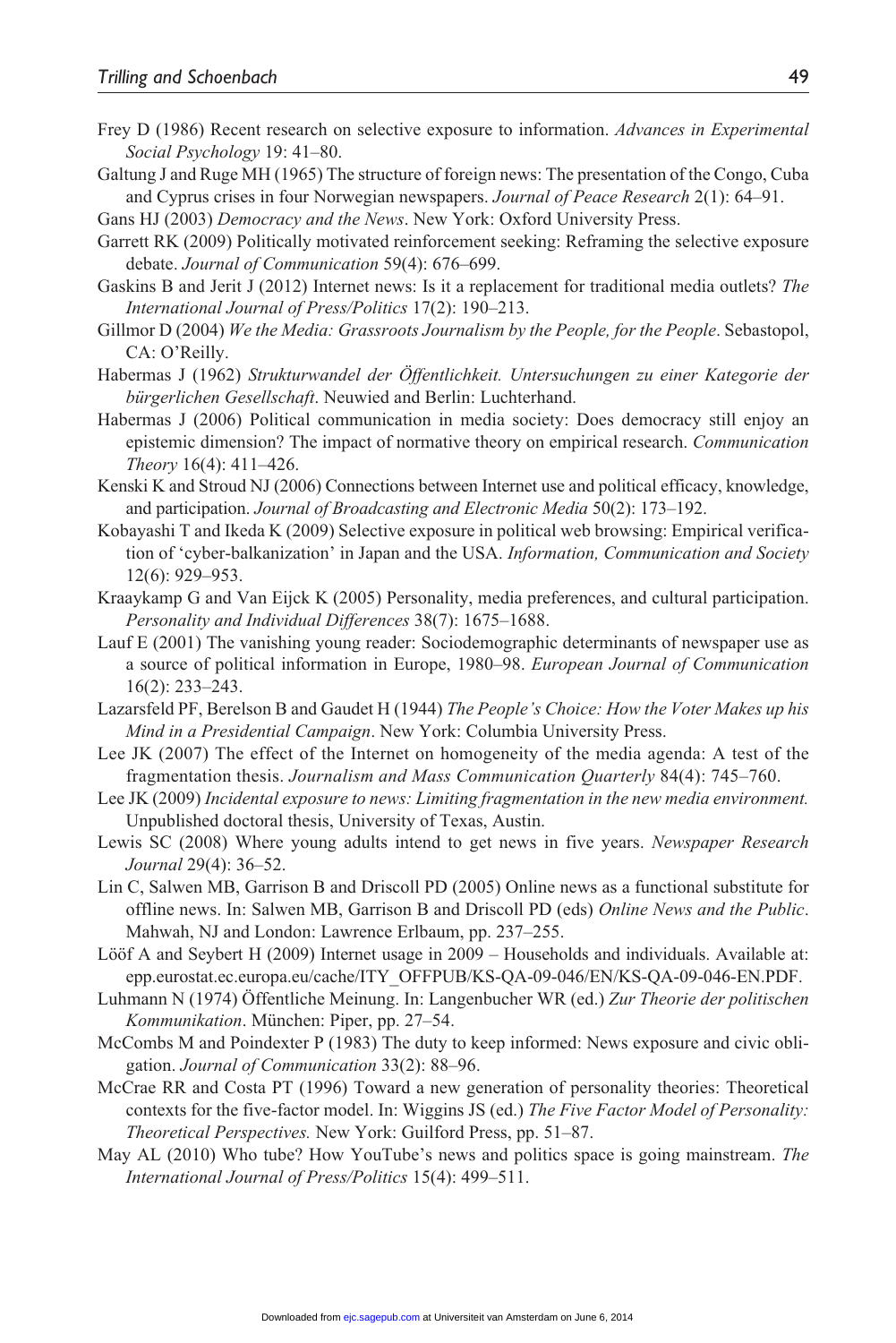Frey D (1986) Recent research on selective exposure to information. *Advances in Experimental Social Psychology* 19: 41–80.

Galtung J and Ruge MH (1965) The structure of foreign news: The presentation of the Congo, Cuba and Cyprus crises in four Norwegian newspapers. *Journal of Peace Research* 2(1): 64–91.

Gans HJ (2003) *Democracy and the News*. New York: Oxford University Press.

Garrett RK (2009) Politically motivated reinforcement seeking: Reframing the selective exposure debate. *Journal of Communication* 59(4): 676–699.

Gaskins B and Jerit J (2012) Internet news: Is it a replacement for traditional media outlets? *The International Journal of Press/Politics* 17(2): 190–213.

Gillmor D (2004) *We the Media: Grassroots Journalism by the People, for the People*. Sebastopol, CA: O'Reilly.

Habermas J (1962) *Strukturwandel der Öffentlichkeit. Untersuchungen zu einer Kategorie der bürgerlichen Gesellschaft*. Neuwied and Berlin: Luchterhand.

Habermas J (2006) Political communication in media society: Does democracy still enjoy an epistemic dimension? The impact of normative theory on empirical research. *Communication Theory* 16(4): 411–426.

Kenski K and Stroud NJ (2006) Connections between Internet use and political efficacy, knowledge, and participation. *Journal of Broadcasting and Electronic Media* 50(2): 173–192.

Kobayashi T and Ikeda K (2009) Selective exposure in political web browsing: Empirical verification of 'cyber-balkanization' in Japan and the USA. *Information, Communication and Society* 12(6): 929–953.

Kraaykamp G and Van Eijck K (2005) Personality, media preferences, and cultural participation. *Personality and Individual Differences* 38(7): 1675–1688.

Lauf E (2001) The vanishing young reader: Sociodemographic determinants of newspaper use as a source of political information in Europe, 1980–98. *European Journal of Communication* 16(2): 233–243.

Lazarsfeld PF, Berelson B and Gaudet H (1944) *The People's Choice: How the Voter Makes up his Mind in a Presidential Campaign*. New York: Columbia University Press.

Lee JK (2007) The effect of the Internet on homogeneity of the media agenda: A test of the fragmentation thesis. *Journalism and Mass Communication Quarterly* 84(4): 745–760.

Lee JK (2009) *Incidental exposure to news: Limiting fragmentation in the new media environment.* Unpublished doctoral thesis, University of Texas, Austin.

Lewis SC (2008) Where young adults intend to get news in five years. *Newspaper Research Journal* 29(4): 36–52.

Lin C, Salwen MB, Garrison B and Driscoll PD (2005) Online news as a functional substitute for offline news. In: Salwen MB, Garrison B and Driscoll PD (eds) *Online News and the Public*. Mahwah, NJ and London: Lawrence Erlbaum, pp. 237–255.

Lööf A and Seybert H (2009) Internet usage in 2009 – Households and individuals. Available at: epp.eurostat.ec.europa.eu/cache/ITY_OFFPUB/KS-QA-09-046/EN/KS-QA-09-046-EN.PDF.

Luhmann N (1974) Öffentliche Meinung. In: Langenbucher WR (ed.) *Zur Theorie der politischen Kommunikation*. München: Piper, pp. 27–54.

McCombs M and Poindexter P (1983) The duty to keep informed: News exposure and civic obligation. *Journal of Communication* 33(2): 88–96.

McCrae RR and Costa PT (1996) Toward a new generation of personality theories: Theoretical contexts for the five-factor model. In: Wiggins JS (ed.) *The Five Factor Model of Personality: Theoretical Perspectives.* New York: Guilford Press, pp. 51–87.

May AL (2010) Who tube? How YouTube's news and politics space is going mainstream. *The International Journal of Press/Politics* 15(4): 499–511.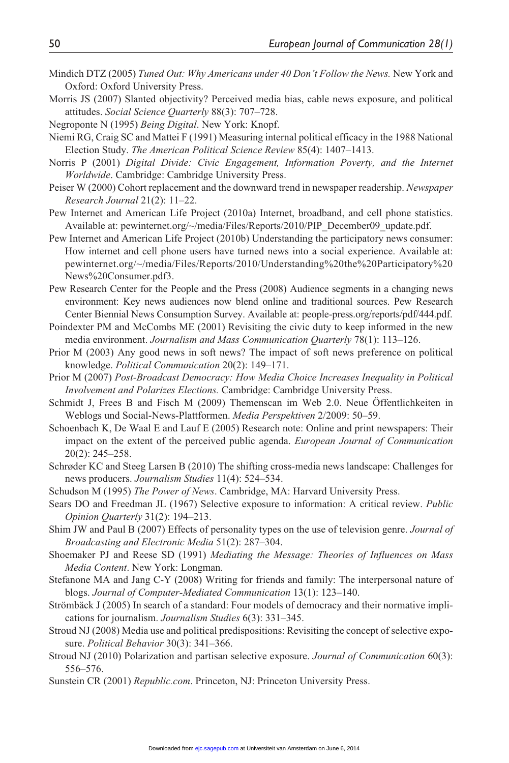Mindich DTZ (2005) *Tuned Out: Why Americans under 40 Don't Follow the News.* New York and Oxford: Oxford University Press.

Morris JS (2007) Slanted objectivity? Perceived media bias, cable news exposure, and political attitudes. *Social Science Quarterly* 88(3): 707–728.

Negroponte N (1995) *Being Digital*. New York: Knopf.

Niemi RG, Craig SC and Mattei F (1991) Measuring internal political efficacy in the 1988 National Election Study. *The American Political Science Review* 85(4): 1407–1413.

Norris P (2001) *Digital Divide: Civic Engagement, Information Poverty, and the Internet Worldwide*. Cambridge: Cambridge University Press.

Peiser W (2000) Cohort replacement and the downward trend in newspaper readership. *Newspaper Research Journal* 21(2): 11–22.

Pew Internet and American Life Project (2010a) Internet, broadband, and cell phone statistics. Available at: pewinternet.org/~/media/Files/Reports/2010/PIP_December09_update.pdf.

Pew Internet and American Life Project (2010b) Understanding the participatory news consumer: How internet and cell phone users have turned news into a social experience. Available at: pewinternet.org/~/media/Files/Reports/2010/Understanding%20the%20Participatory%20News%20Consumer.pdf3.

Pew Research Center for the People and the Press (2008) Audience segments in a changing news environment: Key news audiences now blend online and traditional sources. Pew Research Center Biennial News Consumption Survey. Available at: people-press.org/reports/pdf/444.pdf.

Poindexter PM and McCombs ME (2001) Revisiting the civic duty to keep informed in the new media environment. *Journalism and Mass Communication Quarterly* 78(1): 113–126.

Prior M (2003) Any good news in soft news? The impact of soft news preference on political knowledge. *Political Communication* 20(2): 149–171.

Prior M (2007) *Post-Broadcast Democracy: How Media Choice Increases Inequality in Political Involvement and Polarizes Elections.* Cambridge: Cambridge University Press.

Schmidt J, Frees B and Fisch M (2009) Themenscan im Web 2.0. Neue Öffentlichkeiten in Weblogs und Social-News-Plattformen. *Media Perspektiven* 2/2009: 50–59.

Schoenbach K, De Waal E and Lauf E (2005) Research note: Online and print newspapers: Their impact on the extent of the perceived public agenda. *European Journal of Communication* 20(2): 245–258.

Schrøder KC and Steeg Larsen B (2010) The shifting cross-media news landscape: Challenges for news producers. *Journalism Studies* 11(4): 524–534.

Schudson M (1995) *The Power of News*. Cambridge, MA: Harvard University Press.

Sears DO and Freedman JL (1967) Selective exposure to information: A critical review. *Public Opinion Quarterly* 31(2): 194–213.

Shim JW and Paul B (2007) Effects of personality types on the use of television genre. *Journal of Broadcasting and Electronic Media* 51(2): 287–304.

Shoemaker PJ and Reese SD (1991) *Mediating the Message: Theories of Influences on Mass Media Content*. New York: Longman.

Stefanone MA and Jang C-Y (2008) Writing for friends and family: The interpersonal nature of blogs. *Journal of Computer-Mediated Communication* 13(1): 123–140.

Strömbäck J (2005) In search of a standard: Four models of democracy and their normative implications for journalism. *Journalism Studies* 6(3): 331–345.

Stroud NJ (2008) Media use and political predispositions: Revisiting the concept of selective exposure. *Political Behavior* 30(3): 341–366.

Stroud NJ (2010) Polarization and partisan selective exposure. *Journal of Communication* 60(3): 556–576.

Sunstein CR (2001) *Republic.com*. Princeton, NJ: Princeton University Press.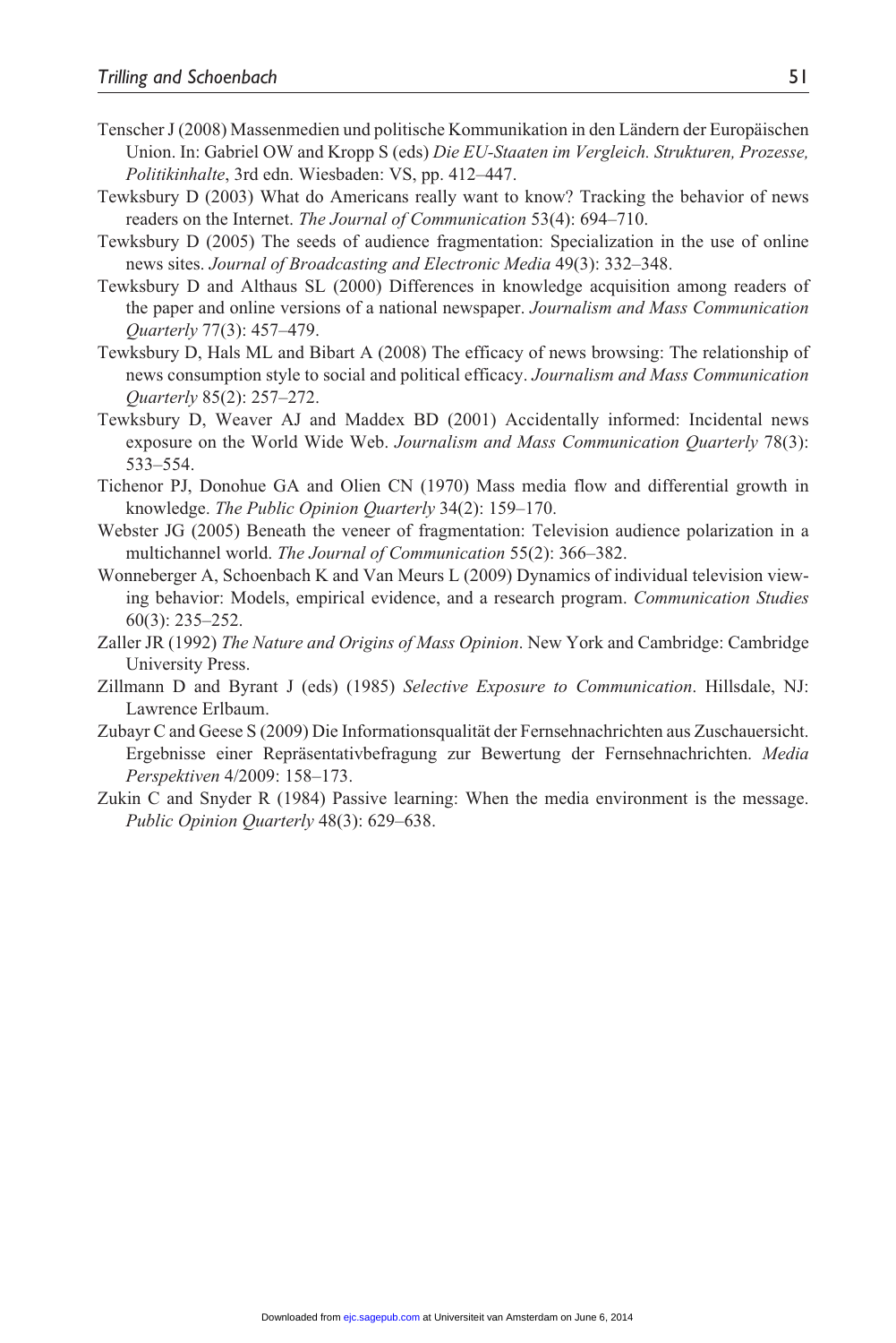Tenscher J (2008) Massenmedien und politische Kommunikation in den Ländern der Europäischen Union. In: Gabriel OW and Kropp S (eds) *Die EU-Staaten im Vergleich. Strukturen, Prozesse, Politikinhalte*, 3rd edn. Wiesbaden: VS, pp. 412–447.

Tewksbury D (2003) What do Americans really want to know? Tracking the behavior of news readers on the Internet. *The Journal of Communication* 53(4): 694–710.

Tewksbury D (2005) The seeds of audience fragmentation: Specialization in the use of online news sites. *Journal of Broadcasting and Electronic Media* 49(3): 332–348.

Tewksbury D and Althaus SL (2000) Differences in knowledge acquisition among readers of the paper and online versions of a national newspaper. *Journalism and Mass Communication Quarterly* 77(3): 457–479.

Tewksbury D, Hals ML and Bibart A (2008) The efficacy of news browsing: The relationship of news consumption style to social and political efficacy. *Journalism and Mass Communication Quarterly* 85(2): 257–272.

Tewksbury D, Weaver AJ and Maddex BD (2001) Accidentally informed: Incidental news exposure on the World Wide Web. *Journalism and Mass Communication Quarterly* 78(3): 533–554.

Tichenor PJ, Donohue GA and Olien CN (1970) Mass media flow and differential growth in knowledge. *The Public Opinion Quarterly* 34(2): 159–170.

Webster JG (2005) Beneath the veneer of fragmentation: Television audience polarization in a multichannel world. *The Journal of Communication* 55(2): 366–382.

Wonneberger A, Schoenbach K and Van Meurs L (2009) Dynamics of individual television viewing behavior: Models, empirical evidence, and a research program. *Communication Studies* 60(3): 235–252.

Zaller JR (1992) *The Nature and Origins of Mass Opinion*. New York and Cambridge: Cambridge University Press.

Zillmann D and Byrant J (eds) (1985) *Selective Exposure to Communication*. Hillsdale, NJ: Lawrence Erlbaum.

Zubayr C and Geese S (2009) Die Informationsqualität der Fernsehnachrichten aus Zuschauersicht. Ergebnisse einer Repräsentativbefragung zur Bewertung der Fernsehnachrichten. *Media Perspektiven* 4/2009: 158–173.

Zukin C and Snyder R (1984) Passive learning: When the media environment is the message. *Public Opinion Quarterly* 48(3): 629–638.